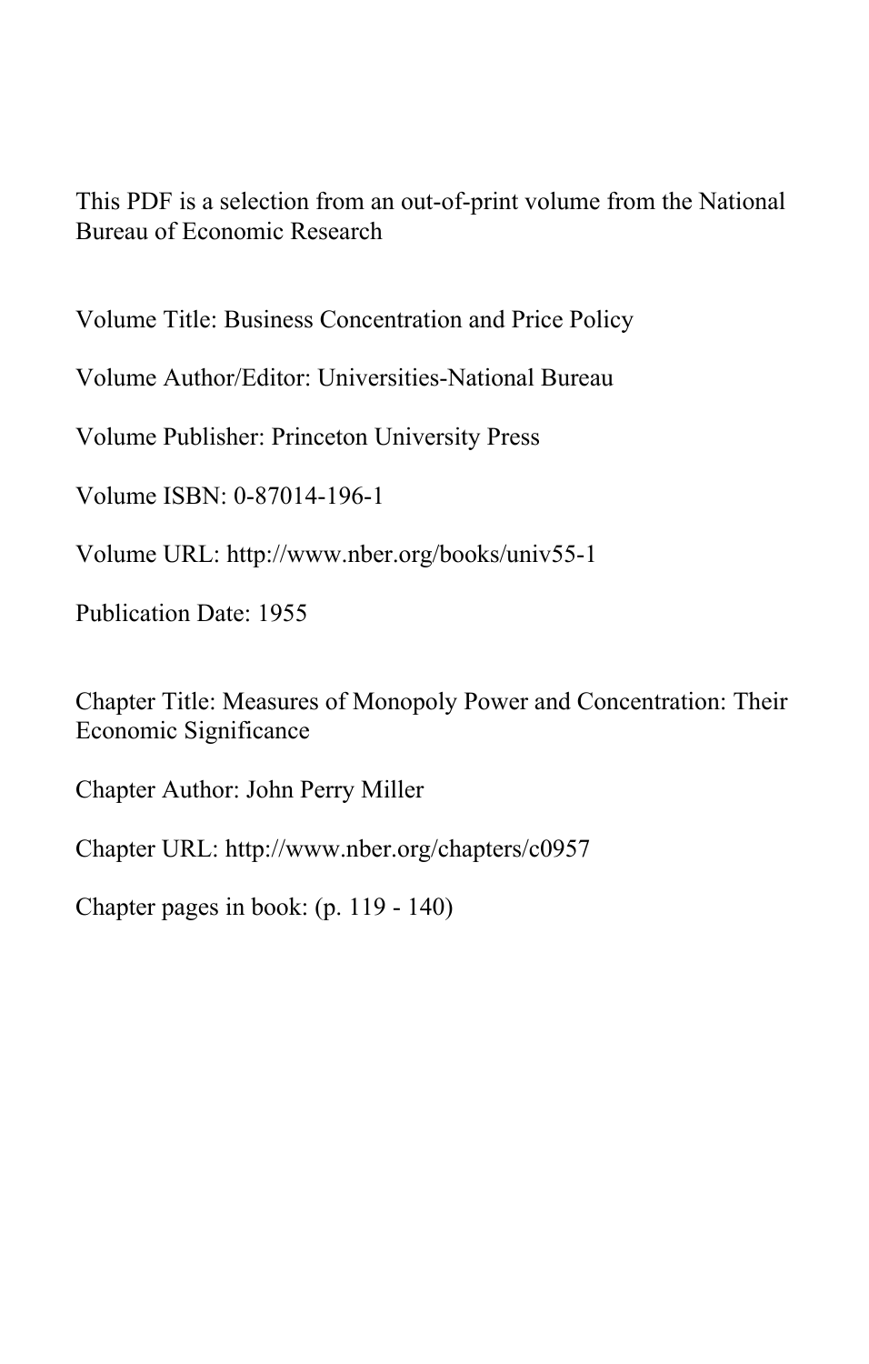This PDF is a selection from an out-of-print volume from the National Bureau of Economic Research

Volume Title: Business Concentration and Price Policy

Volume Author/Editor: Universities-National Bureau

Volume Publisher: Princeton University Press

Volume ISBN: 0-87014-196-1

Volume URL: http://www.nber.org/books/univ55-1

Publication Date: 1955

Chapter Title: Measures of Monopoly Power and Concentration: Their Economic Significance

Chapter Author: John Perry Miller

Chapter URL: http://www.nber.org/chapters/c0957

Chapter pages in book: (p. 119 - 140)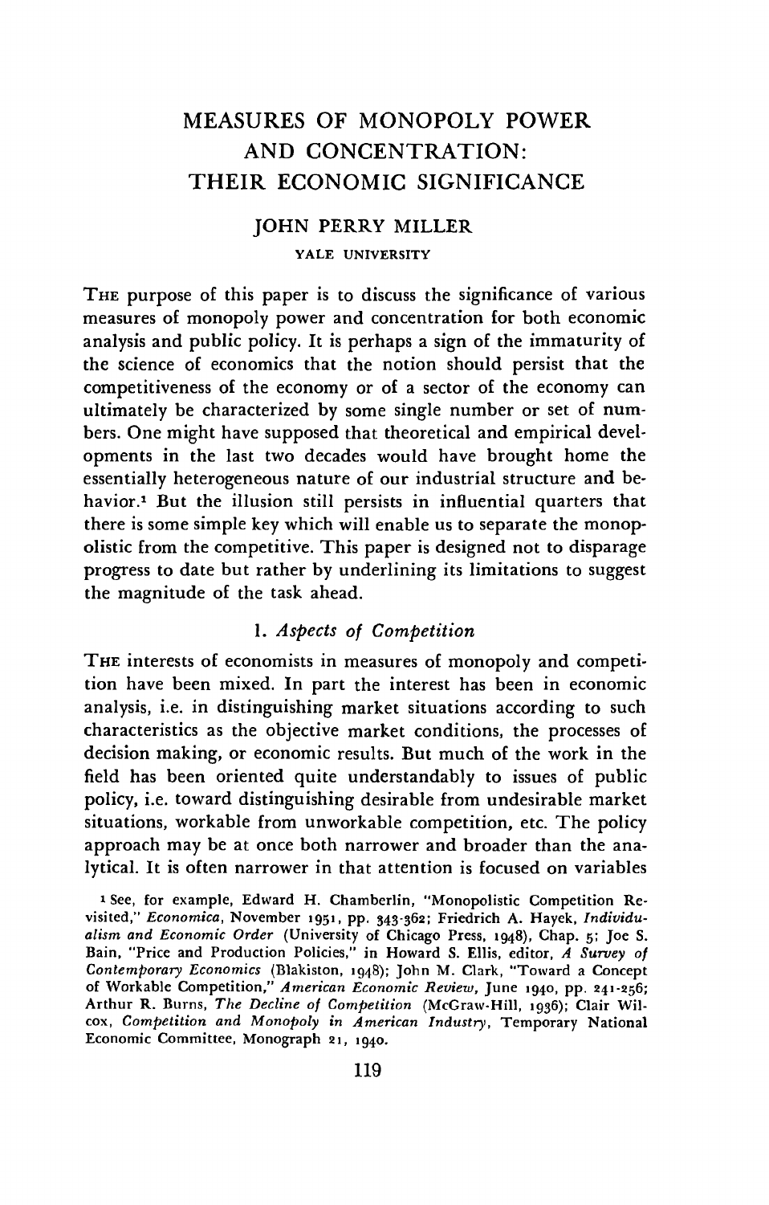# MEASURES OF MONOPOLY POWER AND CONCENTRATION: THEIR ECONOMIC SIGNIFICANCE

## JOHN PERRY MILLER

YALE UNIVERSITY

THE purpose of this paper is to discuss the significance of various measures of monopoly power and concentration for both economic analysis and public policy. It is perhaps a sign of the immaturity of the science of economics that the notion should persist that the competitiveness of the economy or of a sector of the economy can ultimately be characterized by some single number or set of numbers. One might have supposed that theoretical and empirical developments in the last two decades would have brought home the essentially heterogeneous nature of our industrial structure and behavior.[1] But the illusion still persists in influential quarters that there is some simple key which will enable us to separate the monopolistic from the competitive. This paper is designed not to disparage progress to date but rather by underlining its limitations to suggest the magnitude of the task ahead.

### 1. *Aspects of Competition*

THE interests of economists in measures of monopoly and competition have been mixed. In part the interest has been in economic analysis, i.e. in distinguishing market situations according to such characteristics as the objective market conditions, the processes of decision making, or economic results. But much of the work in the field has been oriented quite understandably to issues of public policy, i.e. toward distinguishing desirable from undesirable market situations, workable from unworkable competition, etc. The policy approach may be at once both narrower and broader than the analytical. It is often narrower in that attention is focused on variables

[1] See, for example, Edward H. Chamberlin, "Monopolistic Competition Revisited," *Economica*, November 1951, pp. 343-362; Friedrich A. Hayek, *Individualism and Economic Order* (University of Chicago Press, 1948), Chap. 5; Joe S. Bain, "Price and Production Policies," in Howard S. Ellis, editor, *A Survey of Contemporary Economics* (Blakiston, 1948); John M. Clark, "Toward a Concept of Workable Competition," *American Economic Review*, June 1940, pp. 241-256; Arthur R. Burns, *The Decline of Competition* (McGraw-Hill, 1936); Clair Wilcox, *Competition and Monopoly in American Industry*, Temporary National Economic Committee, Monograph 21, 1940.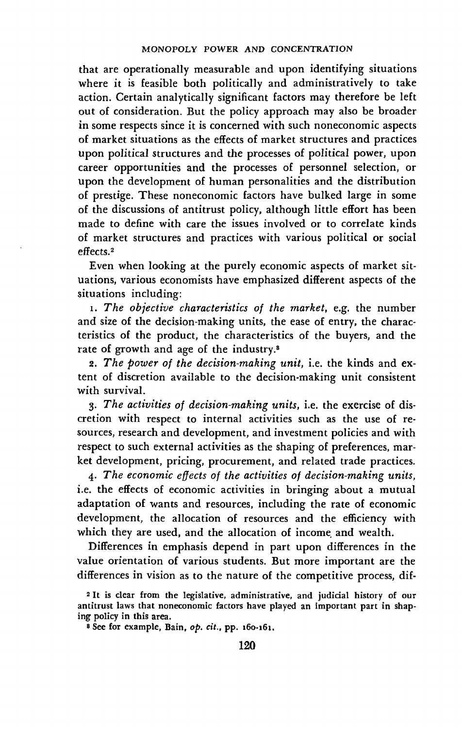that are operationally measurable and upon identifying situations where it is feasible both politically and administratively to take action. Certain analytically significant factors may therefore be left out of consideration. But the policy approach may also be broader in some respects since it is concerned with such noneconomic aspects of market situations as the effects of market structures and practices upon political structures and the processes of political power, upon career opportunities and the processes of personnel selection, or upon the development of human personalities and the distribution of prestige. These noneconomic factors have bulked large in some of the discussions of antitrust policy, although little effort has been made to define with care the issues involved or to correlate kinds of market structures and practices with various political or social effects.[2]

Even when looking at the purely economic aspects of market situations, various economists have emphasized different aspects of the situations including:

1. *The objective characteristics of the market*, e.g. the number and size of the decision-making units, the ease of entry, the characteristics of the product, the characteristics of the buyers, and the rate of growth and age of the industry.[3]

2. *The power of the decision-making unit*, i.e. the kinds and extent of discretion available to the decision-making unit consistent with survival.

3. *The activities of decision-making units*, i.e. the exercise of discretion with respect to internal activities such as the use of resources, research and development, and investment policies and with respect to such external activities as the shaping of preferences, market development, pricing, procurement, and related trade practices.

4. *The economic effects of the activities of decision-making units*, i.e. the effects of economic activities in bringing about a mutual adaptation of wants and resources, including the rate of economic development, the allocation of resources and the efficiency with which they are used, and the allocation of income and wealth.

Differences in emphasis depend in part upon differences in the value orientation of various students. But more important are the differences in vision as to the nature of the competitive process, dif-

[2] It is clear from the legislative, administrative, and judicial history of our antitrust laws that noneconomic factors have played an important part in shaping policy in this area.

[3] See for example, Bain, *op. cit.*, pp. 160-161.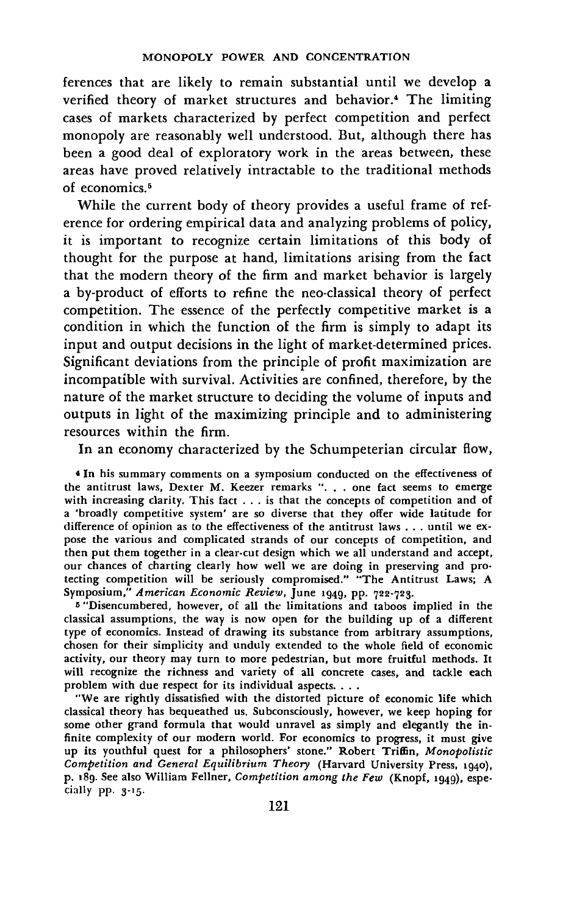ferences that are likely to remain substantial until we develop a verified theory of market structures and behavior.[4] The limiting cases of markets characterized by perfect competition and perfect monopoly are reasonably well understood. But, although there has been a good deal of exploratory work in the areas between, these areas have proved relatively intractable to the traditional methods of economics.[5]

While the current body of theory provides a useful frame of reference for ordering empirical data and analyzing problems of policy, it is important to recognize certain limitations of this body of thought for the purpose at hand, limitations arising from the fact that the modern theory of the firm and market behavior is largely a by-product of efforts to refine the neo-classical theory of perfect competition. The essence of the perfectly competitive market is a condition in which the function of the firm is simply to adapt its input and output decisions in the light of market-determined prices. Significant deviations from the principle of profit maximization are incompatible with survival. Activities are confined, therefore, by the nature of the market structure to deciding the volume of inputs and outputs in light of the maximizing principle and to administering resources within the firm.

In an economy characterized by the Schumpeterian circular flow,

[4] In his summary comments on a symposium conducted on the effectiveness of the antitrust laws, Dexter M. Keezer remarks ". . . one fact seems to emerge with increasing clarity. This fact . . . is that the concepts of competition and of a 'broadly competitive system' are so diverse that they offer wide latitude for difference of opinion as to the effectiveness of the antitrust laws . . . until we expose the various and complicated strands of our concepts of competition, and then put them together in a clear-cut design which we all understand and accept, our chances of charting clearly how well we are doing in preserving and protecting competition will be seriously compromised." "The Antitrust Laws; A Symposium," *American Economic Review*, June 1949, pp. 722-723.

[5] "Disencumbered, however, of all the limitations and taboos implied in the classical assumptions, the way is now open for the building up of a different type of economics. Instead of drawing its substance from arbitrary assumptions, chosen for their simplicity and unduly extended to the whole field of economic activity, our theory may turn to more pedestrian, but more fruitful methods. It will recognize the richness and variety of all concrete cases, and tackle each problem with due respect for its individual aspects. . . .

"We are rightly dissatisfied with the distorted picture of economic life which classical theory has bequeathed us. Subconsciously, however, we keep hoping for some other grand formula that would unravel as simply and elegantly the infinite complexity of our modern world. For economics to progress, it must give up its youthful quest for a philosophers' stone." Robert Triffin, *Monopolistic Competition and General Equilibrium Theory* (Harvard University Press, 1940), p. 189. See also William Fellner, *Competition among the Few* (Knopf, 1949), especially pp. 3-15.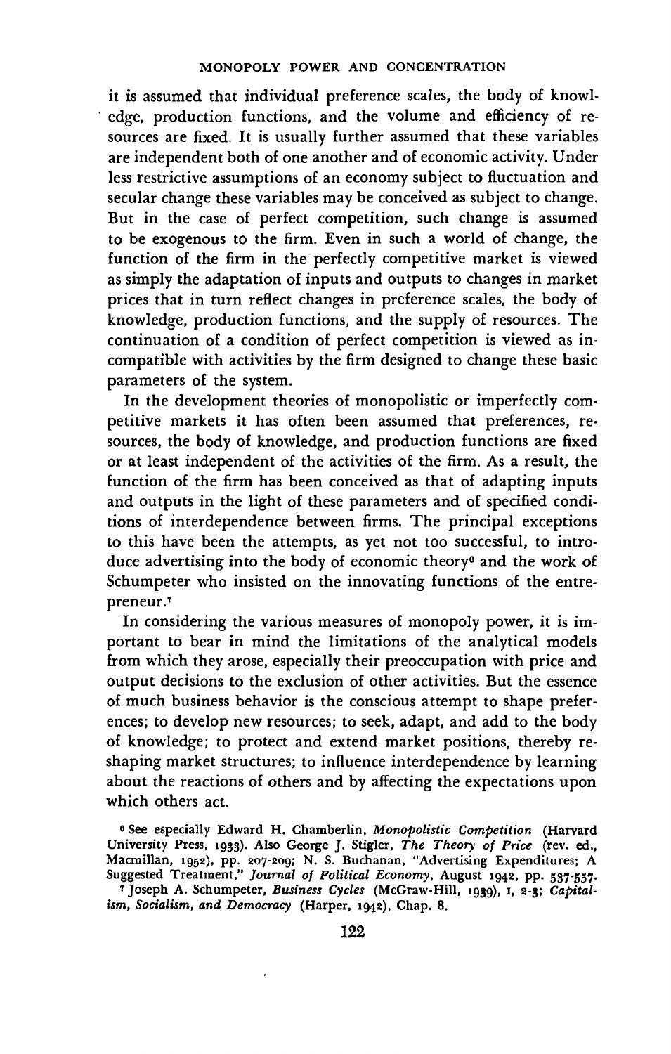it is assumed that individual preference scales, the body of knowledge, production functions, and the volume and efficiency of resources are fixed. It is usually further assumed that these variables are independent both of one another and of economic activity. Under less restrictive assumptions of an economy subject to fluctuation and secular change these variables may be conceived as subject to change. But in the case of perfect competition, such change is assumed to be exogenous to the firm. Even in such a world of change, the function of the firm in the perfectly competitive market is viewed as simply the adaptation of inputs and outputs to changes in market prices that in turn reflect changes in preference scales, the body of knowledge, production functions, and the supply of resources. The continuation of a condition of perfect competition is viewed as incompatible with activities by the firm designed to change these basic parameters of the system.

In the development theories of monopolistic or imperfectly competitive markets it has often been assumed that preferences, resources, the body of knowledge, and production functions are fixed or at least independent of the activities of the firm. As a result, the function of the firm has been conceived as that of adapting inputs and outputs in the light of these parameters and of specified conditions of interdependence between firms. The principal exceptions to this have been the attempts, as yet not too successful, to introduce advertising into the body of economic theory[6] and the work of Schumpeter who insisted on the innovating functions of the entrepreneur.[7]

In considering the various measures of monopoly power, it is important to bear in mind the limitations of the analytical models from which they arose, especially their preoccupation with price and output decisions to the exclusion of other activities. But the essence of much business behavior is the conscious attempt to shape preferences; to develop new resources; to seek, adapt, and add to the body of knowledge; to protect and extend market positions, thereby reshaping market structures; to influence interdependence by learning about the reactions of others and by affecting the expectations upon which others act.

[6] See especially Edward H. Chamberlin, *Monopolistic Competition* (Harvard University Press, 1933). Also George J. Stigler, *The Theory of Price* (rev. ed., Macmillan, 1952), pp. 207-209; N. S. Buchanan, "Advertising Expenditures; A Suggested Treatment," *Journal of Political Economy*, August 1942, pp. 537-557.

[7] Joseph A. Schumpeter, *Business Cycles* (McGraw-Hill, 1939), I, 2-3; *Capitalism, Socialism, and Democracy* (Harper, 1942), Chap. 8.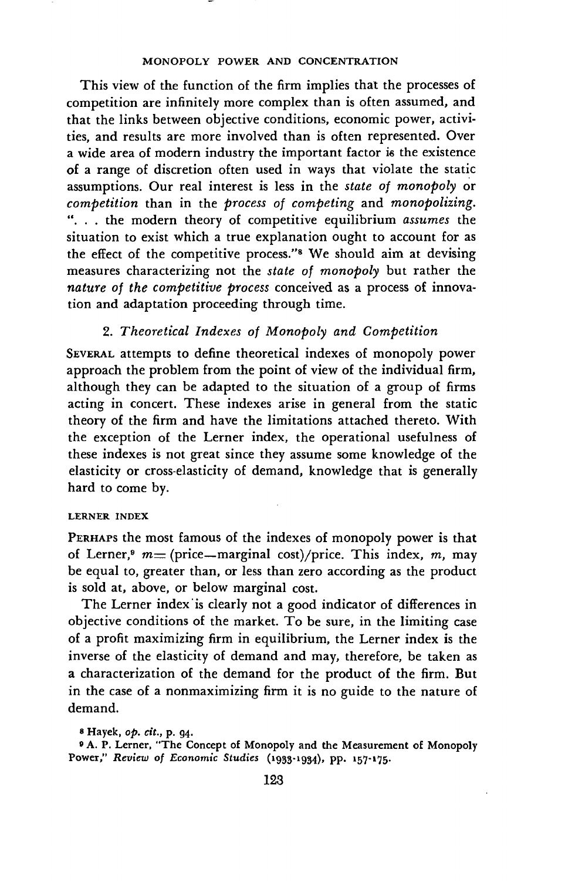This view of the function of the firm implies that the processes of competition are infinitely more complex than is often assumed, and that the links between objective conditions, economic power, activities, and results are more involved than is often represented. Over a wide area of modern industry the important factor is the existence of a range of discretion often used in ways that violate the static assumptions. Our real interest is less in the *state of monopoly* or *competition* than in the *process of competing* and *monopolizing.* ". . . the modern theory of competitive equilibrium *assumes* the situation to exist which a true explanation ought to account for as the effect of the competitive process."[8] We should aim at devising measures characterizing not the *state of monopoly* but rather the *nature of the competitive process* conceived as a process of innovation and adaptation proceeding through time.

## 2. *Theoretical Indexes of Monopoly and Competition*

SEVERAL attempts to define theoretical indexes of monopoly power approach the problem from the point of view of the individual firm, although they can be adapted to the situation of a group of firms acting in concert. These indexes arise in general from the static theory of the firm and have the limitations attached thereto. With the exception of the Lerner index, the operational usefulness of these indexes is not great since they assume some knowledge of the elasticity or cross-elasticity of demand, knowledge that is generally hard to come by.

### LERNER INDEX

PERHAPS the most famous of the indexes of monopoly power is that of Lerner,[9] $m=$ (price—marginal cost)/price. This index, $m$, may be equal to, greater than, or less than zero according as the product is sold at, above, or below marginal cost.

The Lerner index is clearly not a good indicator of differences in objective conditions of the market. To be sure, in the limiting case of a profit maximizing firm in equilibrium, the Lerner index is the inverse of the elasticity of demand and may, therefore, be taken as a characterization of the demand for the product of the firm. But in the case of a nonmaximizing firm it is no guide to the nature of demand.

[8] Hayek, *op. cit.*, p. 94.

[9] A. P. Lerner, "The Concept of Monopoly and the Measurement of Monopoly Power," *Review of Economic Studies* (1933-1934), pp. 157-175.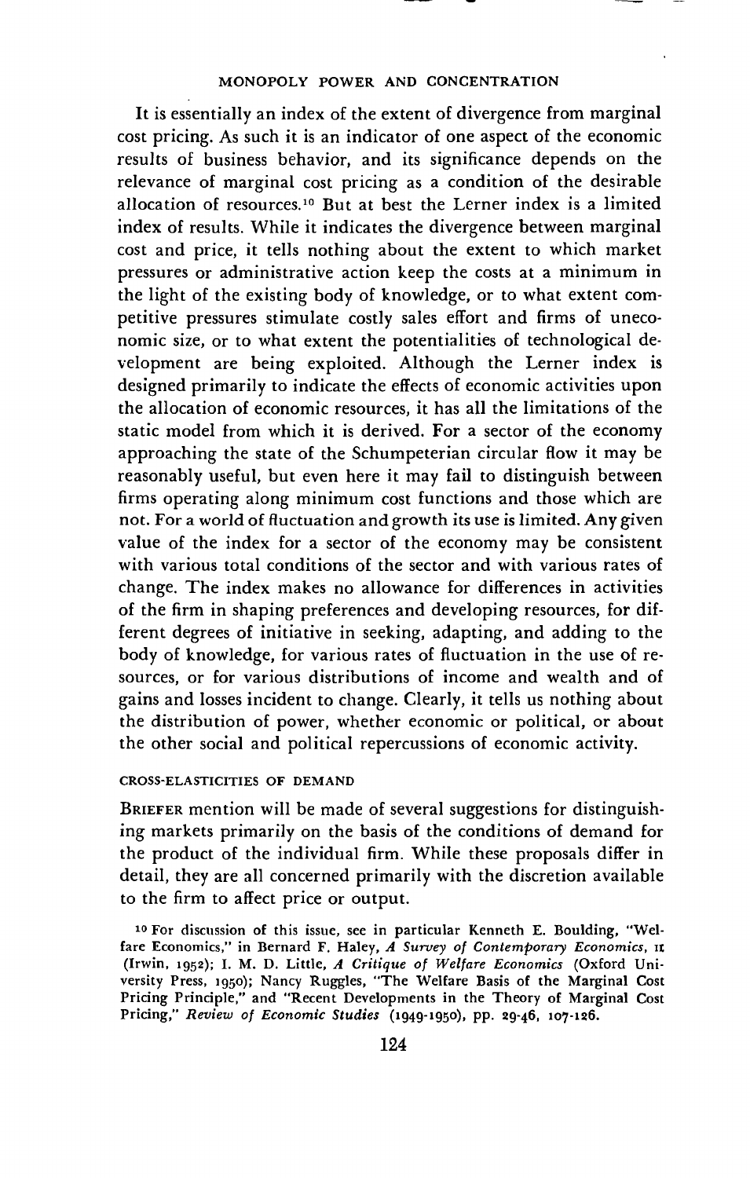It is essentially an index of the extent of divergence from marginal cost pricing. As such it is an indicator of one aspect of the economic results of business behavior, and its significance depends on the relevance of marginal cost pricing as a condition of the desirable allocation of resources.[10] But at best the Lerner index is a limited index of results. While it indicates the divergence between marginal cost and price, it tells nothing about the extent to which market pressures or administrative action keep the costs at a minimum in the light of the existing body of knowledge, or to what extent competitive pressures stimulate costly sales effort and firms of uneconomic size, or to what extent the potentialities of technological development are being exploited. Although the Lerner index is designed primarily to indicate the effects of economic activities upon the allocation of economic resources, it has all the limitations of the static model from which it is derived. For a sector of the economy approaching the state of the Schumpeterian circular flow it may be reasonably useful, but even here it may fail to distinguish between firms operating along minimum cost functions and those which are not. For a world of fluctuation and growth its use is limited. Any given value of the index for a sector of the economy may be consistent with various total conditions of the sector and with various rates of change. The index makes no allowance for differences in activities of the firm in shaping preferences and developing resources, for different degrees of initiative in seeking, adapting, and adding to the body of knowledge, for various rates of fluctuation in the use of resources, or for various distributions of income and wealth and of gains and losses incident to change. Clearly, it tells us nothing about the distribution of power, whether economic or political, or about the other social and political repercussions of economic activity.

### CROSS-ELASTICITIES OF DEMAND

BRIEFER mention will be made of several suggestions for distinguishing markets primarily on the basis of the conditions of demand for the product of the individual firm. While these proposals differ in detail, they are all concerned primarily with the discretion available to the firm to affect price or output.

[10] For discussion of this issue, see in particular Kenneth E. Boulding, "Welfare Economics," in Bernard F. Haley, *A Survey of Contemporary Economics*, II (Irwin, 1952); I. M. D. Little, *A Critique of Welfare Economics* (Oxford University Press, 1950); Nancy Ruggles, "The Welfare Basis of the Marginal Cost Pricing Principle," and "Recent Developments in the Theory of Marginal Cost Pricing," *Review of Economic Studies* (1949-1950), pp. 29-46, 107-126.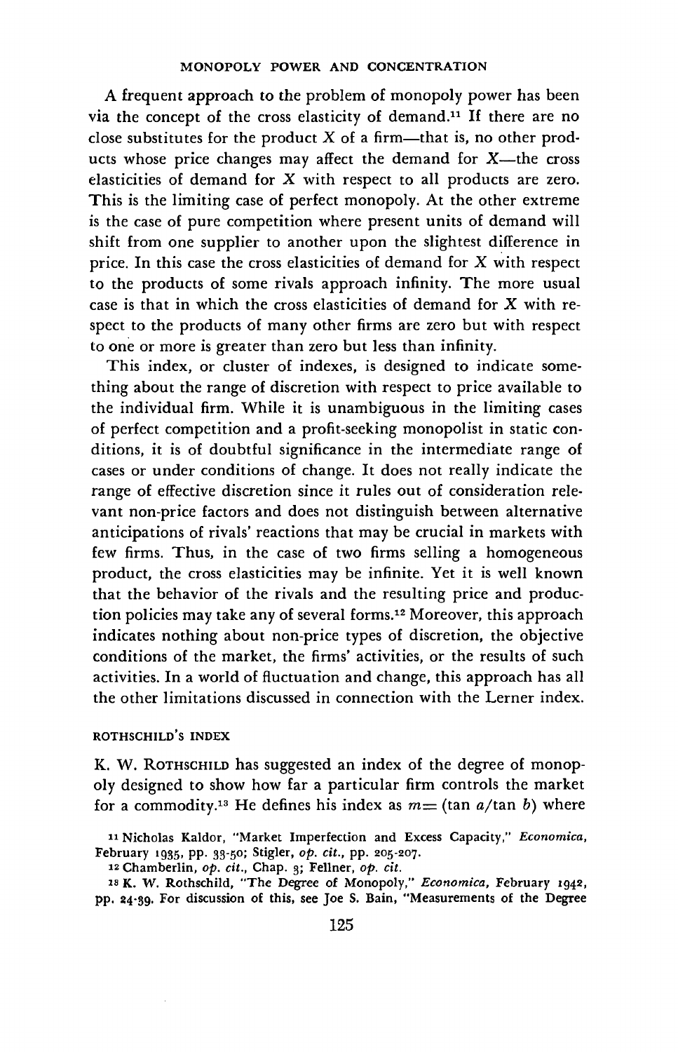A frequent approach to the problem of monopoly power has been via the concept of the cross elasticity of demand.[11] If there are no close substitutes for the product $X$ of a firm—that is, no other products whose price changes may affect the demand for $X$—the cross elasticities of demand for $X$ with respect to all products are zero. This is the limiting case of perfect monopoly. At the other extreme is the case of pure competition where present units of demand will shift from one supplier to another upon the slightest difference in price. In this case the cross elasticities of demand for $X$ with respect to the products of some rivals approach infinity. The more usual case is that in which the cross elasticities of demand for $X$ with respect to the products of many other firms are zero but with respect to one or more is greater than zero but less than infinity.

This index, or cluster of indexes, is designed to indicate something about the range of discretion with respect to price available to the individual firm. While it is unambiguous in the limiting cases of perfect competition and a profit-seeking monopolist in static conditions, it is of doubtful significance in the intermediate range of cases or under conditions of change. It does not really indicate the range of effective discretion since it rules out of consideration relevant non-price factors and does not distinguish between alternative anticipations of rivals' reactions that may be crucial in markets with few firms. Thus, in the case of two firms selling a homogeneous product, the cross elasticities may be infinite. Yet it is well known that the behavior of the rivals and the resulting price and production policies may take any of several forms.[12] Moreover, this approach indicates nothing about non-price types of discretion, the objective conditions of the market, the firms' activities, or the results of such activities. In a world of fluctuation and change, this approach has all the other limitations discussed in connection with the Lerner index.

### ROTHSCHILD'S INDEX

K. W. ROTHSCHILD has suggested an index of the degree of monopoly designed to show how far a particular firm controls the market for a commodity.[13] He defines his index as $m = (\tan a / \tan b)$ where

[11] Nicholas Kaldor, "Market Imperfection and Excess Capacity," *Economica*, February 1935, pp. 33-50; Stigler, *op. cit.*, pp. 205-207.

[12] Chamberlin, *op. cit.*, Chap. 3; Fellner, *op. cit.*

[13] K. W. Rothschild, "The Degree of Monopoly," *Economica*, February 1942, pp. 24-39. For discussion of this, see Joe S. Bain, "Measurements of the Degree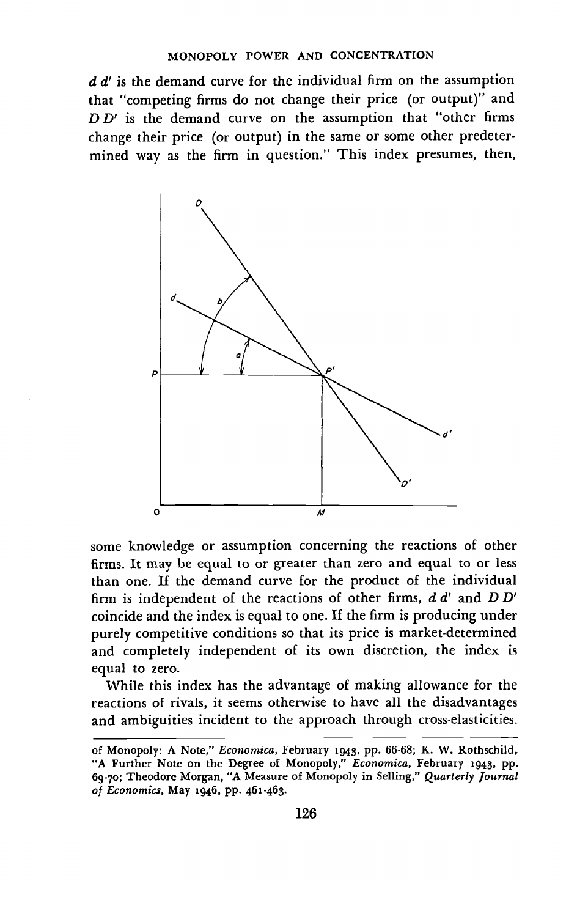*d d'* is the demand curve for the individual firm on the assumption that "competing firms do not change their price (or output)" and *D D'* is the demand curve on the assumption that "other firms change their price (or output) in the same or some other predetermined way as the firm in question." This index presumes, then, some knowledge or assumption concerning the reactions of other firms. It may be equal to or greater than zero and equal to or less than one. If the demand curve for the product of the individual firm is independent of the reactions of other firms, *d d'* and *D D'* coincide and the index is equal to one. If the firm is producing under purely competitive conditions so that its price is market-determined and completely independent of its own discretion, the index is equal to zero.

While this index has the advantage of making allowance for the reactions of rivals, it seems otherwise to have all the disadvantages and ambiguities incident to the approach through cross-elasticities.

---

of Monopoly: A Note," *Economica*, February 1943, pp. 66-68; K. W. Rothschild, "A Further Note on the Degree of Monopoly," *Economica*, February 1943, pp. 69-70; Theodore Morgan, "A Measure of Monopoly in Selling," *Quarterly Journal of Economics*, May 1946, pp. 461-463.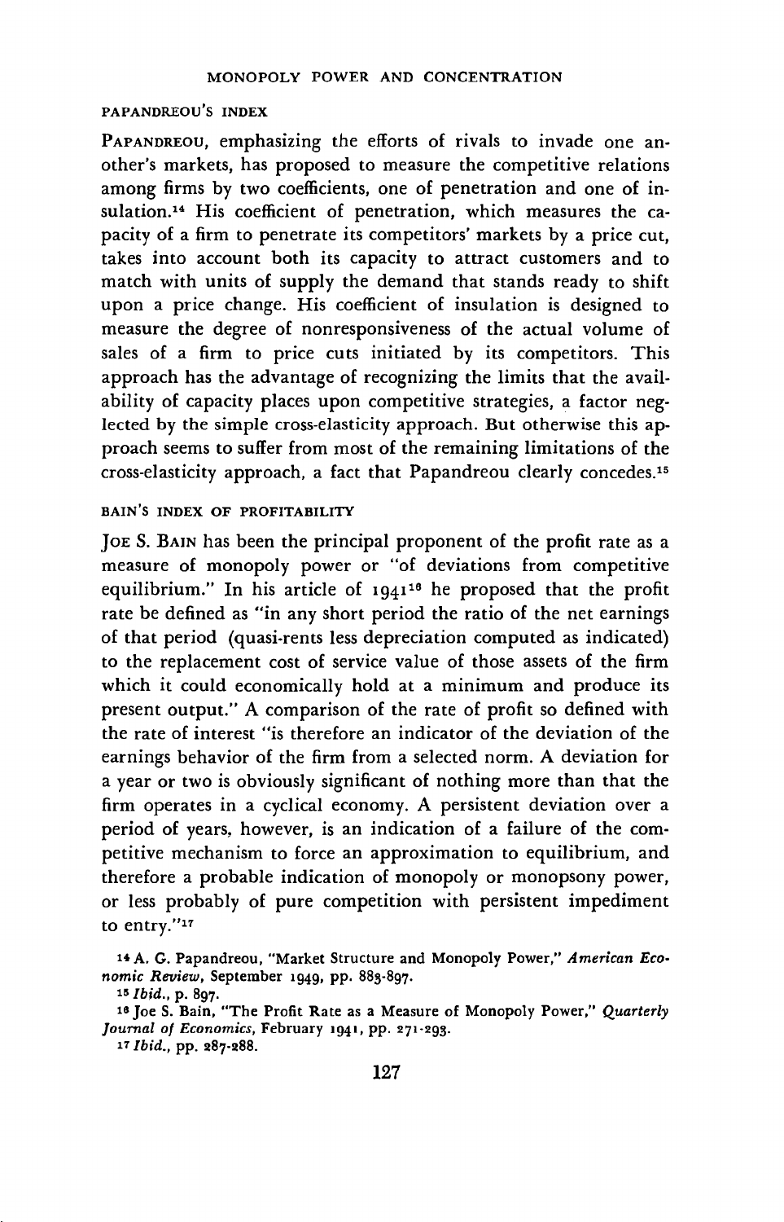### PAPANDREOU'S INDEX

PAPANDREOU, emphasizing the efforts of rivals to invade one another's markets, has proposed to measure the competitive relations among firms by two coefficients, one of penetration and one of insulation.[14] His coefficient of penetration, which measures the capacity of a firm to penetrate its competitors' markets by a price cut, takes into account both its capacity to attract customers and to match with units of supply the demand that stands ready to shift upon a price change. His coefficient of insulation is designed to measure the degree of nonresponsiveness of the actual volume of sales of a firm to price cuts initiated by its competitors. This approach has the advantage of recognizing the limits that the availability of capacity places upon competitive strategies, a factor neglected by the simple cross-elasticity approach. But otherwise this approach seems to suffer from most of the remaining limitations of the cross-elasticity approach, a fact that Papandreou clearly concedes.[15]

### BAIN'S INDEX OF PROFITABILITY

JOE S. BAIN has been the principal proponent of the profit rate as a measure of monopoly power or "of deviations from competitive equilibrium." In his article of 1941[16] he proposed that the profit rate be defined as "in any short period the ratio of the net earnings of that period (quasi-rents less depreciation computed as indicated) to the replacement cost of service value of those assets of the firm which it could economically hold at a minimum and produce its present output." A comparison of the rate of profit so defined with the rate of interest "is therefore an indicator of the deviation of the earnings behavior of the firm from a selected norm. A deviation for a year or two is obviously significant of nothing more than that the firm operates in a cyclical economy. A persistent deviation over a period of years, however, is an indication of a failure of the competitive mechanism to force an approximation to equilibrium, and therefore a probable indication of monopoly or monopsony power, or less probably of pure competition with persistent impediment to entry."[17]

[14] A. G. Papandreou, "Market Structure and Monopoly Power," *American Economic Review*, September 1949, pp. 883-897.

[15] *Ibid.*, p. 897.

[16] Joe S. Bain, "The Profit Rate as a Measure of Monopoly Power," *Quarterly Journal of Economics*, February 1941, pp. 271-293.

[17] *Ibid.*, pp. 287-288.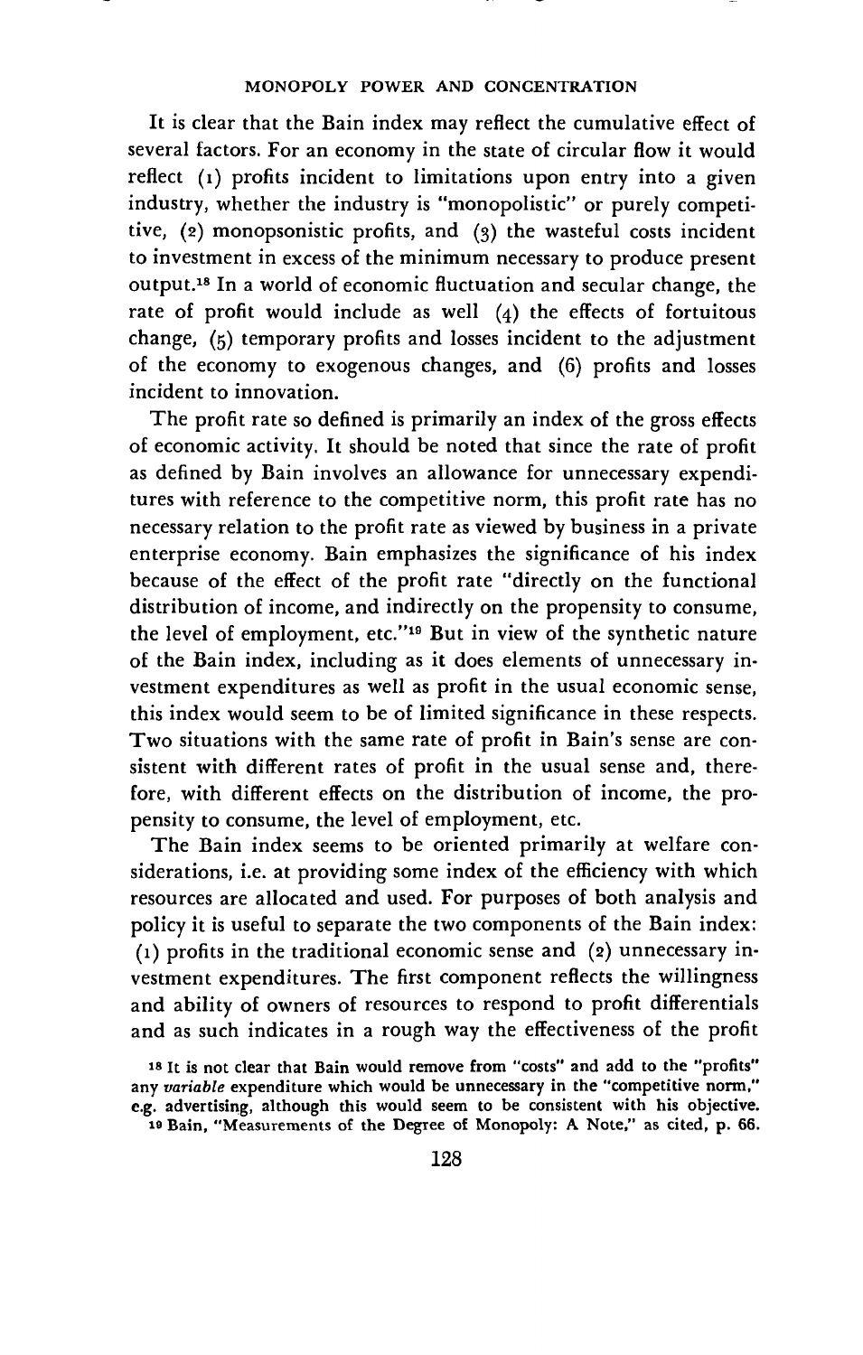It is clear that the Bain index may reflect the cumulative effect of several factors. For an economy in the state of circular flow it would reflect (1) profits incident to limitations upon entry into a given industry, whether the industry is "monopolistic" or purely competitive, (2) monopsonistic profits, and (3) the wasteful costs incident to investment in excess of the minimum necessary to produce present output.[18] In a world of economic fluctuation and secular change, the rate of profit would include as well (4) the effects of fortuitous change, (5) temporary profits and losses incident to the adjustment of the economy to exogenous changes, and (6) profits and losses incident to innovation.

The profit rate so defined is primarily an index of the gross effects of economic activity. It should be noted that since the rate of profit as defined by Bain involves an allowance for unnecessary expenditures with reference to the competitive norm, this profit rate has no necessary relation to the profit rate as viewed by business in a private enterprise economy. Bain emphasizes the significance of his index because of the effect of the profit rate "directly on the functional distribution of income, and indirectly on the propensity to consume, the level of employment, etc."[19] But in view of the synthetic nature of the Bain index, including as it does elements of unnecessary investment expenditures as well as profit in the usual economic sense, this index would seem to be of limited significance in these respects. Two situations with the same rate of profit in Bain's sense are consistent with different rates of profit in the usual sense and, therefore, with different effects on the distribution of income, the propensity to consume, the level of employment, etc.

The Bain index seems to be oriented primarily at welfare considerations, i.e. at providing some index of the efficiency with which resources are allocated and used. For purposes of both analysis and policy it is useful to separate the two components of the Bain index: (1) profits in the traditional economic sense and (2) unnecessary investment expenditures. The first component reflects the willingness and ability of owners of resources to respond to profit differentials and as such indicates in a rough way the effectiveness of the profit

[18] It is not clear that Bain would remove from "costs" and add to the "profits" any *variable* expenditure which would be unnecessary in the "competitive norm," e.g. advertising, although this would seem to be consistent with his objective.

[19] Bain, "Measurements of the Degree of Monopoly: A Note," as cited, p. 66.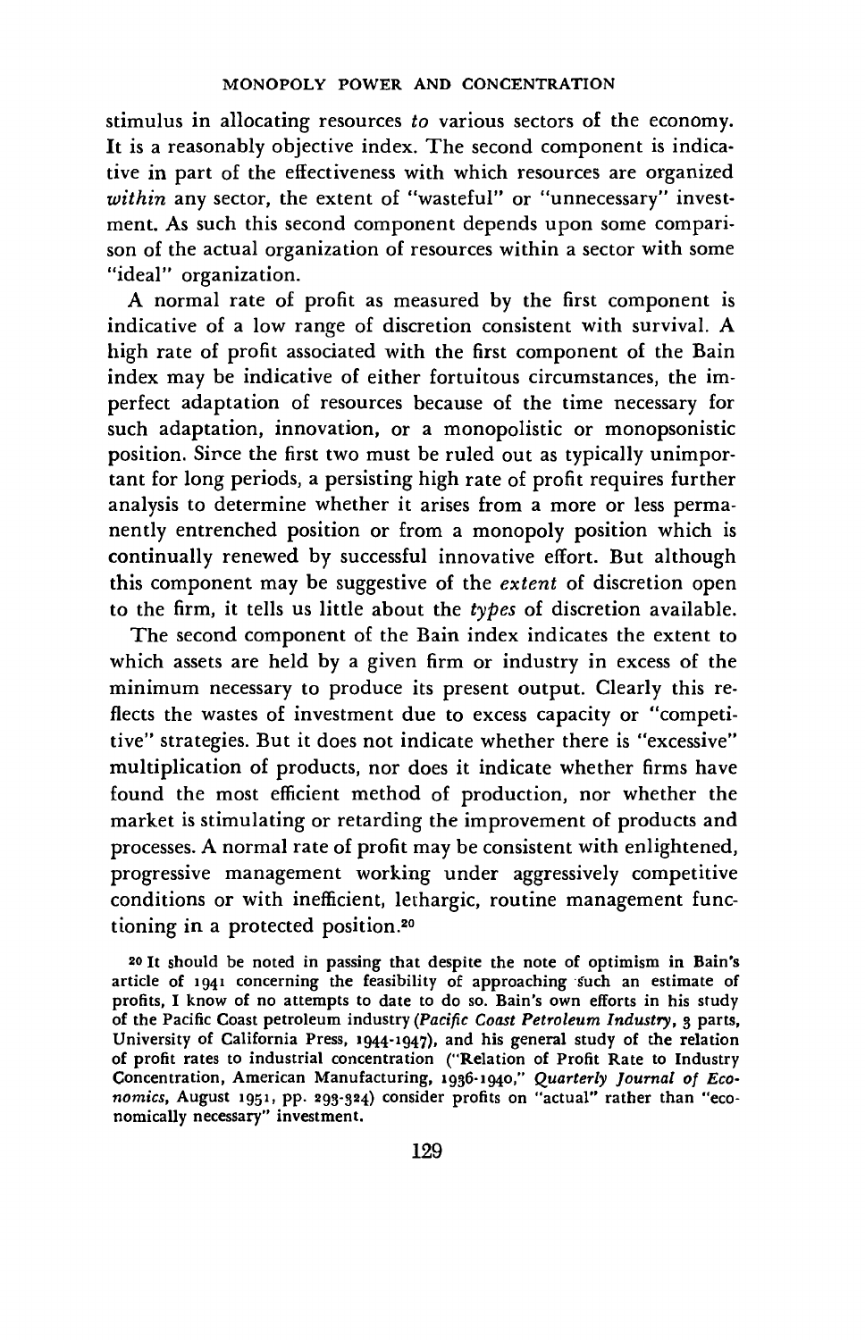stimulus in allocating resources *to* various sectors of the economy. It is a reasonably objective index. The second component is indicative in part of the effectiveness with which resources are organized *within* any sector, the extent of "wasteful" or "unnecessary" investment. As such this second component depends upon some comparison of the actual organization of resources within a sector with some "ideal" organization.

A normal rate of profit as measured by the first component is indicative of a low range of discretion consistent with survival. A high rate of profit associated with the first component of the Bain index may be indicative of either fortuitous circumstances, the imperfect adaptation of resources because of the time necessary for such adaptation, innovation, or a monopolistic or monopsonistic position. Since the first two must be ruled out as typically unimportant for long periods, a persisting high rate of profit requires further analysis to determine whether it arises from a more or less permanently entrenched position or from a monopoly position which is continually renewed by successful innovative effort. But although this component may be suggestive of the *extent* of discretion open to the firm, it tells us little about the *types* of discretion available.

The second component of the Bain index indicates the extent to which assets are held by a given firm or industry in excess of the minimum necessary to produce its present output. Clearly this reflects the wastes of investment due to excess capacity or "competitive" strategies. But it does not indicate whether there is "excessive" multiplication of products, nor does it indicate whether firms have found the most efficient method of production, nor whether the market is stimulating or retarding the improvement of products and processes. A normal rate of profit may be consistent with enlightened, progressive management working under aggressively competitive conditions or with inefficient, lethargic, routine management functioning in a protected position.[20]

[20] It should be noted in passing that despite the note of optimism in Bain's article of 1941 concerning the feasibility of approaching such an estimate of profits, I know of no attempts to date to do so. Bain's own efforts in his study of the Pacific Coast petroleum industry (*Pacific Coast Petroleum Industry*, 3 parts, University of California Press, 1944-1947), and his general study of the relation of profit rates to industrial concentration ("Relation of Profit Rate to Industry Concentration, American Manufacturing, 1936-1940," *Quarterly Journal of Economics*, August 1951, pp. 293-324) consider profits on "actual" rather than "economically necessary" investment.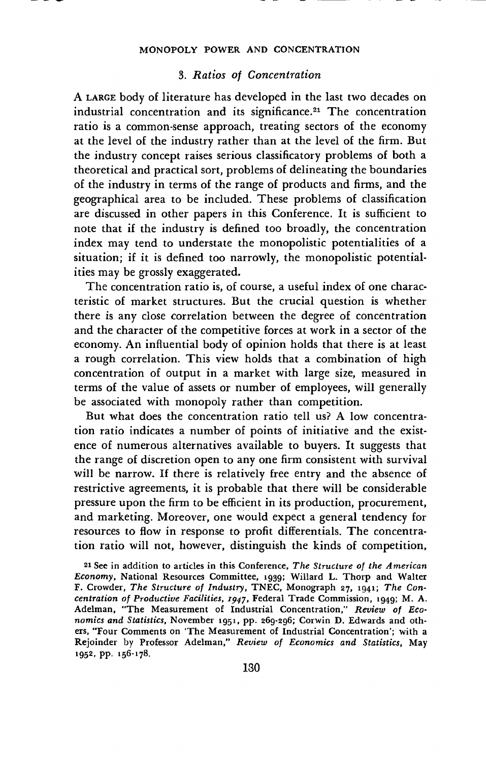## 3. *Ratios of Concentration*

A LARGE body of literature has developed in the last two decades on industrial concentration and its significance.[21] The concentration ratio is a common-sense approach, treating sectors of the economy at the level of the industry rather than at the level of the firm. But the industry concept raises serious classificatory problems of both a theoretical and practical sort, problems of delineating the boundaries of the industry in terms of the range of products and firms, and the geographical area to be included. These problems of classification are discussed in other papers in this Conference. It is sufficient to note that if the industry is defined too broadly, the concentration index may tend to understate the monopolistic potentialities of a situation; if it is defined too narrowly, the monopolistic potentialities may be grossly exaggerated.

The concentration ratio is, of course, a useful index of one characteristic of market structures. But the crucial question is whether there is any close correlation between the degree of concentration and the character of the competitive forces at work in a sector of the economy. An influential body of opinion holds that there is at least a rough correlation. This view holds that a combination of high concentration of output in a market with large size, measured in terms of the value of assets or number of employees, will generally be associated with monopoly rather than competition.

But what does the concentration ratio tell us? A low concentration ratio indicates a number of points of initiative and the existence of numerous alternatives available to buyers. It suggests that the range of discretion open to any one firm consistent with survival will be narrow. If there is relatively free entry and the absence of restrictive agreements, it is probable that there will be considerable pressure upon the firm to be efficient in its production, procurement, and marketing. Moreover, one would expect a general tendency for resources to flow in response to profit differentials. The concentration ratio will not, however, distinguish the kinds of competition,

[21] See in addition to articles in this Conference, *The Structure of the American Economy*, National Resources Committee, 1939; Willard L. Thorp and Walter F. Crowder, *The Structure of Industry*, TNEC, Monograph 27, 1941; *The Concentration of Productive Facilities, 1947*, Federal Trade Commission, 1949; M. A. Adelman, "The Measurement of Industrial Concentration," *Review of Economics and Statistics*, November 1951, pp. 269-296; Corwin D. Edwards and others, "Four Comments on 'The Measurement of Industrial Concentration'; with a Rejoinder by Professor Adelman," *Review of Economics and Statistics*, May 1952, pp. 156-178.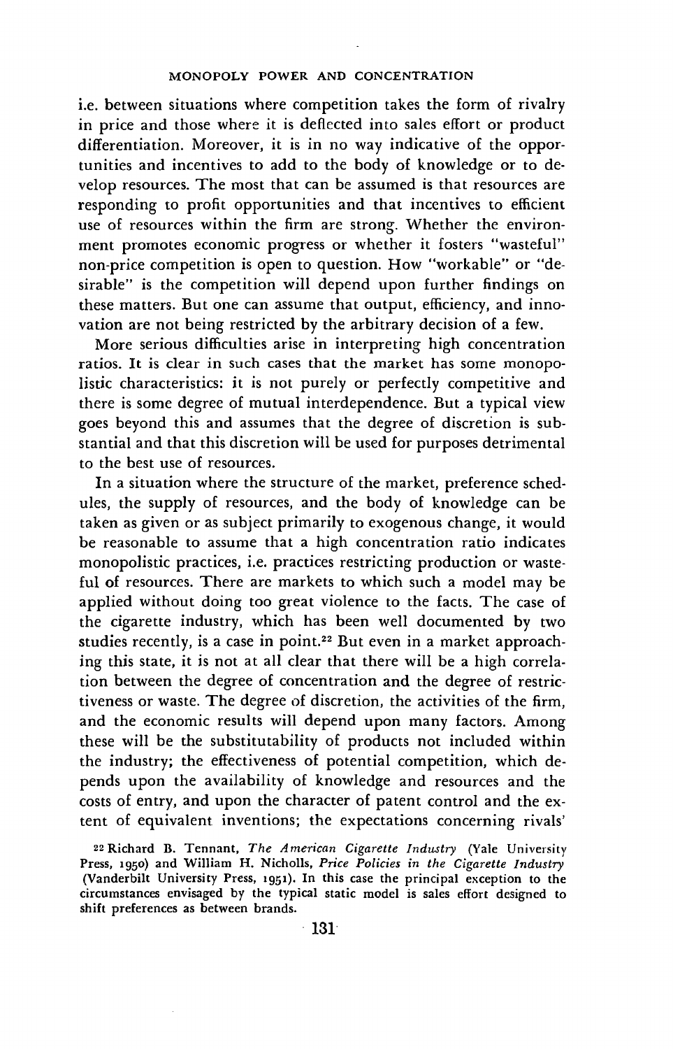i.e. between situations where competition takes the form of rivalry in price and those where it is deflected into sales effort or product differentiation. Moreover, it is in no way indicative of the opportunities and incentives to add to the body of knowledge or to develop resources. The most that can be assumed is that resources are responding to profit opportunities and that incentives to efficient use of resources within the firm are strong. Whether the environment promotes economic progress or whether it fosters "wasteful" non-price competition is open to question. How "workable" or "desirable" is the competition will depend upon further findings on these matters. But one can assume that output, efficiency, and innovation are not being restricted by the arbitrary decision of a few.

More serious difficulties arise in interpreting high concentration ratios. It is clear in such cases that the market has some monopolistic characteristics: it is not purely or perfectly competitive and there is some degree of mutual interdependence. But a typical view goes beyond this and assumes that the degree of discretion is substantial and that this discretion will be used for purposes detrimental to the best use of resources.

In a situation where the structure of the market, preference schedules, the supply of resources, and the body of knowledge can be taken as given or as subject primarily to exogenous change, it would be reasonable to assume that a high concentration ratio indicates monopolistic practices, i.e. practices restricting production or wasteful of resources. There are markets to which such a model may be applied without doing too great violence to the facts. The case of the cigarette industry, which has been well documented by two studies recently, is a case in point.[22] But even in a market approaching this state, it is not at all clear that there will be a high correlation between the degree of concentration and the degree of restrictiveness or waste. The degree of discretion, the activities of the firm, and the economic results will depend upon many factors. Among these will be the substitutability of products not included within the industry; the effectiveness of potential competition, which depends upon the availability of knowledge and resources and the costs of entry, and upon the character of patent control and the extent of equivalent inventions; the expectations concerning rivals'

[22] Richard B. Tennant, *The American Cigarette Industry* (Yale University Press, 1950) and William H. Nicholls, *Price Policies in the Cigarette Industry* (Vanderbilt University Press, 1951). In this case the principal exception to the circumstances envisaged by the typical static model is sales effort designed to shift preferences as between brands.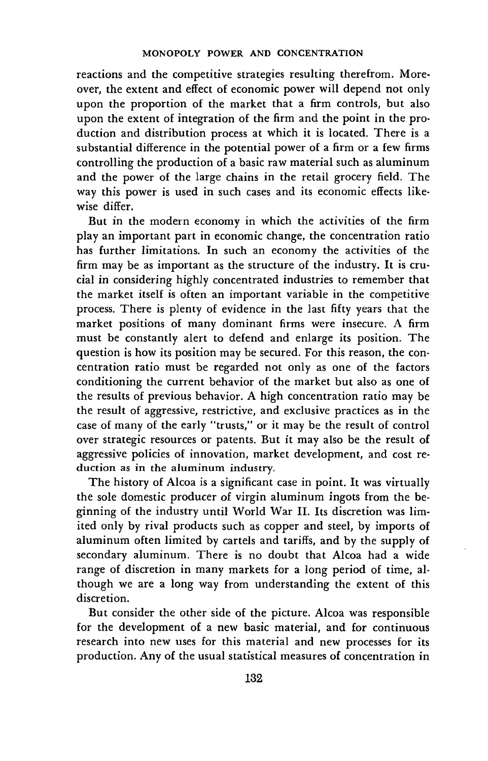reactions and the competitive strategies resulting therefrom. Moreover, the extent and effect of economic power will depend not only upon the proportion of the market that a firm controls, but also upon the extent of integration of the firm and the point in the production and distribution process at which it is located. There is a substantial difference in the potential power of a firm or a few firms controlling the production of a basic raw material such as aluminum and the power of the large chains in the retail grocery field. The way this power is used in such cases and its economic effects likewise differ.

But in the modern economy in which the activities of the firm play an important part in economic change, the concentration ratio has further limitations. In such an economy the activities of the firm may be as important as the structure of the industry. It is crucial in considering highly concentrated industries to remember that the market itself is often an important variable in the competitive process. There is plenty of evidence in the last fifty years that the market positions of many dominant firms were insecure. A firm must be constantly alert to defend and enlarge its position. The question is how its position may be secured. For this reason, the concentration ratio must be regarded not only as one of the factors conditioning the current behavior of the market but also as one of the results of previous behavior. A high concentration ratio may be the result of aggressive, restrictive, and exclusive practices as in the case of many of the early "trusts," or it may be the result of control over strategic resources or patents. But it may also be the result of aggressive policies of innovation, market development, and cost reduction as in the aluminum industry.

The history of Alcoa is a significant case in point. It was virtually the sole domestic producer of virgin aluminum ingots from the beginning of the industry until World War II. Its discretion was limited only by rival products such as copper and steel, by imports of aluminum often limited by cartels and tariffs, and by the supply of secondary aluminum. There is no doubt that Alcoa had a wide range of discretion in many markets for a long period of time, although we are a long way from understanding the extent of this discretion.

But consider the other side of the picture. Alcoa was responsible for the development of a new basic material, and for continuous research into new uses for this material and new processes for its production. Any of the usual statistical measures of concentration in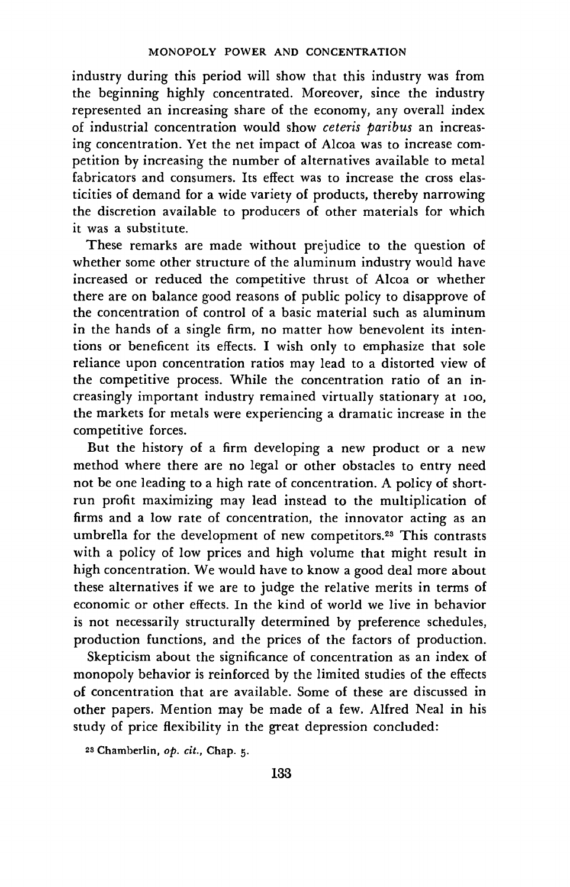industry during this period will show that this industry was from the beginning highly concentrated. Moreover, since the industry represented an increasing share of the economy, any overall index of industrial concentration would show *ceteris paribus* an increasing concentration. Yet the net impact of Alcoa was to increase competition by increasing the number of alternatives available to metal fabricators and consumers. Its effect was to increase the cross elasticities of demand for a wide variety of products, thereby narrowing the discretion available to producers of other materials for which it was a substitute.

These remarks are made without prejudice to the question of whether some other structure of the aluminum industry would have increased or reduced the competitive thrust of Alcoa or whether there are on balance good reasons of public policy to disapprove of the concentration of control of a basic material such as aluminum in the hands of a single firm, no matter how benevolent its intentions or beneficent its effects. I wish only to emphasize that sole reliance upon concentration ratios may lead to a distorted view of the competitive process. While the concentration ratio of an increasingly important industry remained virtually stationary at 100, the markets for metals were experiencing a dramatic increase in the competitive forces.

But the history of a firm developing a new product or a new method where there are no legal or other obstacles to entry need not be one leading to a high rate of concentration. A policy of short-run profit maximizing may lead instead to the multiplication of firms and a low rate of concentration, the innovator acting as an umbrella for the development of new competitors.[23] This contrasts with a policy of low prices and high volume that might result in high concentration. We would have to know a good deal more about these alternatives if we are to judge the relative merits in terms of economic or other effects. In the kind of world we live in behavior is not necessarily structurally determined by preference schedules, production functions, and the prices of the factors of production.

Skepticism about the significance of concentration as an index of monopoly behavior is reinforced by the limited studies of the effects of concentration that are available. Some of these are discussed in other papers. Mention may be made of a few. Alfred Neal in his study of price flexibility in the great depression concluded:

[23] Chamberlin, *op. cit.*, Chap. 5.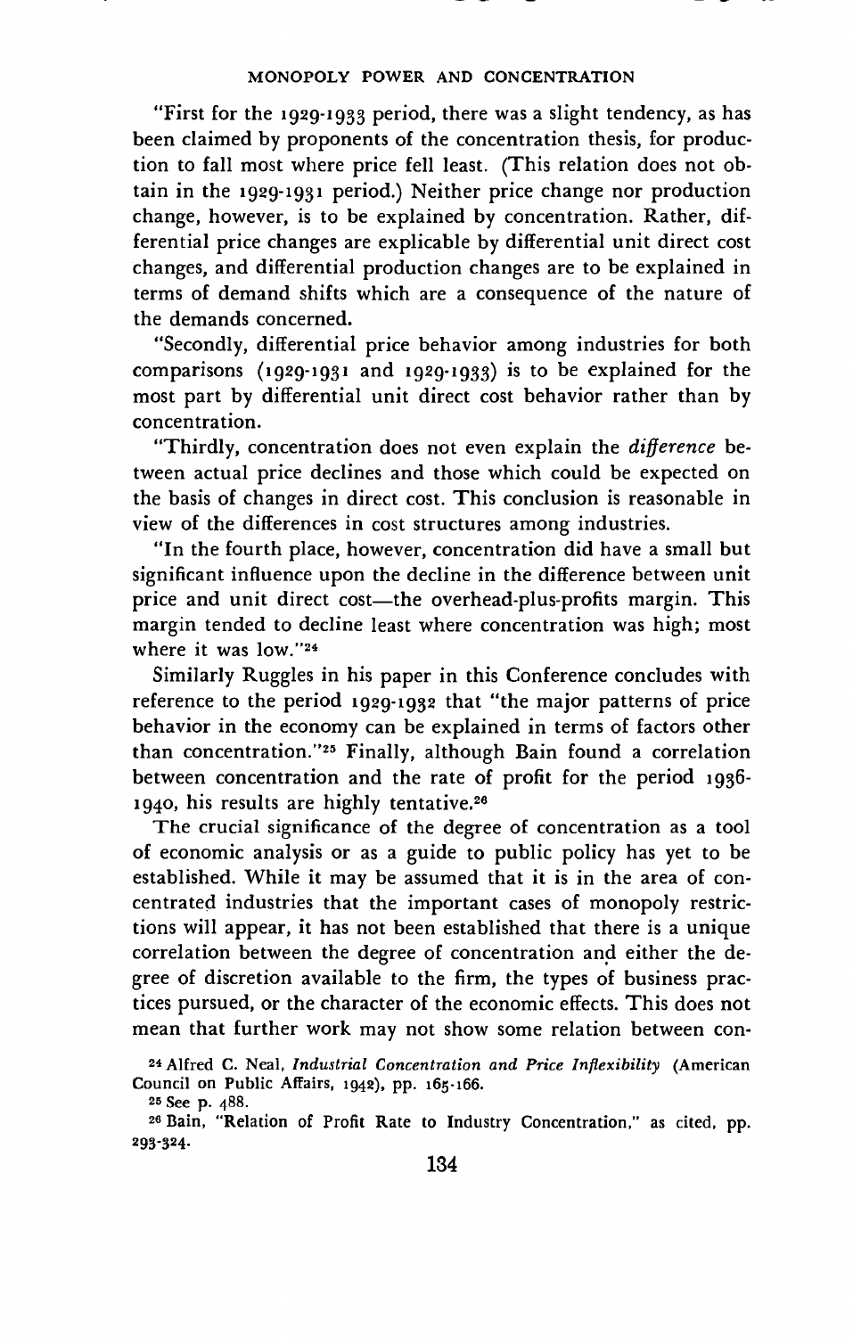"First for the 1929-1933 period, there was a slight tendency, as has been claimed by proponents of the concentration thesis, for production to fall most where price fell least. (This relation does not obtain in the 1929-1931 period.) Neither price change nor production change, however, is to be explained by concentration. Rather, differential price changes are explicable by differential unit direct cost changes, and differential production changes are to be explained in terms of demand shifts which are a consequence of the nature of the demands concerned.

"Secondly, differential price behavior among industries for both comparisons (1929-1931 and 1929-1933) is to be explained for the most part by differential unit direct cost behavior rather than by concentration.

"Thirdly, concentration does not even explain the *difference* between actual price declines and those which could be expected on the basis of changes in direct cost. This conclusion is reasonable in view of the differences in cost structures among industries.

"In the fourth place, however, concentration did have a small but significant influence upon the decline in the difference between unit price and unit direct cost—the overhead-plus-profits margin. This margin tended to decline least where concentration was high; most where it was low."[24]

Similarly Ruggles in his paper in this Conference concludes with reference to the period 1929-1932 that "the major patterns of price behavior in the economy can be explained in terms of factors other than concentration."[25] Finally, although Bain found a correlation between concentration and the rate of profit for the period 1936-1940, his results are highly tentative.[26]

The crucial significance of the degree of concentration as a tool of economic analysis or as a guide to public policy has yet to be established. While it may be assumed that it is in the area of concentrated industries that the important cases of monopoly restrictions will appear, it has not been established that there is a unique correlation between the degree of concentration and either the degree of discretion available to the firm, the types of business practices pursued, or the character of the economic effects. This does not mean that further work may not show some relation between con-

[24] Alfred C. Neal, *Industrial Concentration and Price Inflexibility* (American Council on Public Affairs, 1942), pp. 165-166.

[25] See p. 488.

[26] Bain, "Relation of Profit Rate to Industry Concentration," as cited, pp. 293-324.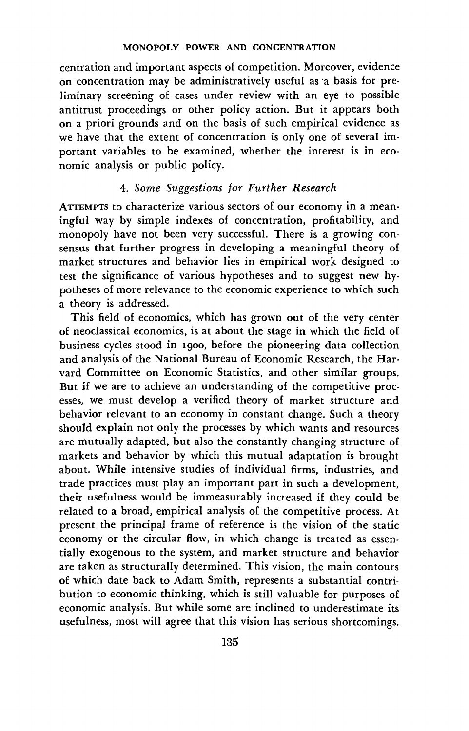centration and important aspects of competition. Moreover, evidence on concentration may be administratively useful as a basis for preliminary screening of cases under review with an eye to possible antitrust proceedings or other policy action. But it appears both on a priori grounds and on the basis of such empirical evidence as we have that the extent of concentration is only one of several important variables to be examined, whether the interest is in economic analysis or public policy.

### 4. *Some Suggestions for Further Research*

ATTEMPTS to characterize various sectors of our economy in a meaningful way by simple indexes of concentration, profitability, and monopoly have not been very successful. There is a growing consensus that further progress in developing a meaningful theory of market structures and behavior lies in empirical work designed to test the significance of various hypotheses and to suggest new hypotheses of more relevance to the economic experience to which such a theory is addressed.

This field of economics, which has grown out of the very center of neoclassical economics, is at about the stage in which the field of business cycles stood in 1900, before the pioneering data collection and analysis of the National Bureau of Economic Research, the Harvard Committee on Economic Statistics, and other similar groups. But if we are to achieve an understanding of the competitive processes, we must develop a verified theory of market structure and behavior relevant to an economy in constant change. Such a theory should explain not only the processes by which wants and resources are mutually adapted, but also the constantly changing structure of markets and behavior by which this mutual adaptation is brought about. While intensive studies of individual firms, industries, and trade practices must play an important part in such a development, their usefulness would be immeasurably increased if they could be related to a broad, empirical analysis of the competitive process. At present the principal frame of reference is the vision of the static economy or the circular flow, in which change is treated as essentially exogenous to the system, and market structure and behavior are taken as structurally determined. This vision, the main contours of which date back to Adam Smith, represents a substantial contribution to economic thinking, which is still valuable for purposes of economic analysis. But while some are inclined to underestimate its usefulness, most will agree that this vision has serious shortcomings.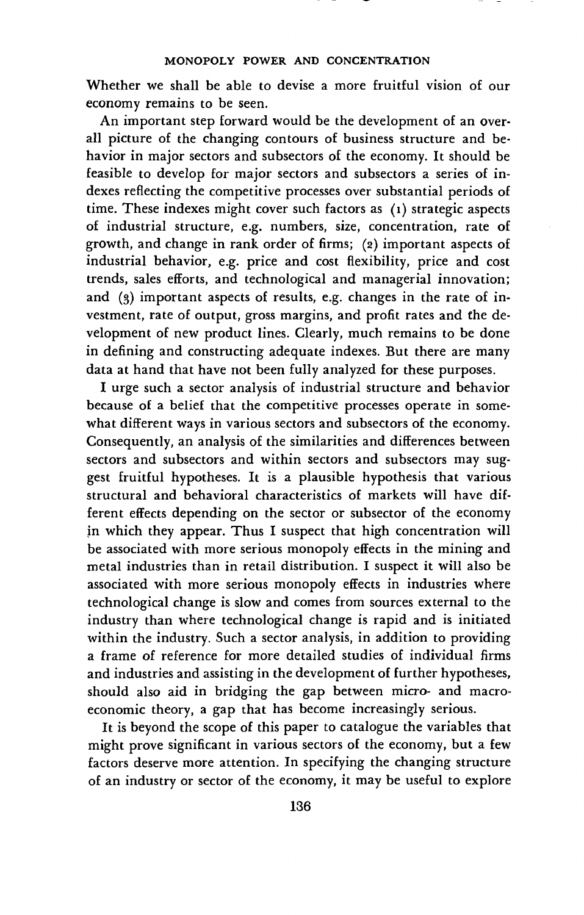Whether we shall be able to devise a more fruitful vision of our economy remains to be seen.

An important step forward would be the development of an overall picture of the changing contours of business structure and behavior in major sectors and subsectors of the economy. It should be feasible to develop for major sectors and subsectors a series of indexes reflecting the competitive processes over substantial periods of time. These indexes might cover such factors as (1) strategic aspects of industrial structure, e.g. numbers, size, concentration, rate of growth, and change in rank order of firms; (2) important aspects of industrial behavior, e.g. price and cost flexibility, price and cost trends, sales efforts, and technological and managerial innovation; and (3) important aspects of results, e.g. changes in the rate of investment, rate of output, gross margins, and profit rates and the development of new product lines. Clearly, much remains to be done in defining and constructing adequate indexes. But there are many data at hand that have not been fully analyzed for these purposes.

I urge such a sector analysis of industrial structure and behavior because of a belief that the competitive processes operate in somewhat different ways in various sectors and subsectors of the economy. Consequently, an analysis of the similarities and differences between sectors and subsectors and within sectors and subsectors may suggest fruitful hypotheses. It is a plausible hypothesis that various structural and behavioral characteristics of markets will have different effects depending on the sector or subsector of the economy in which they appear. Thus I suspect that high concentration will be associated with more serious monopoly effects in the mining and metal industries than in retail distribution. I suspect it will also be associated with more serious monopoly effects in industries where technological change is slow and comes from sources external to the industry than where technological change is rapid and is initiated within the industry. Such a sector analysis, in addition to providing a frame of reference for more detailed studies of individual firms and industries and assisting in the development of further hypotheses, should also aid in bridging the gap between micro- and macroeconomic theory, a gap that has become increasingly serious.

It is beyond the scope of this paper to catalogue the variables that might prove significant in various sectors of the economy, but a few factors deserve more attention. In specifying the changing structure of an industry or sector of the economy, it may be useful to explore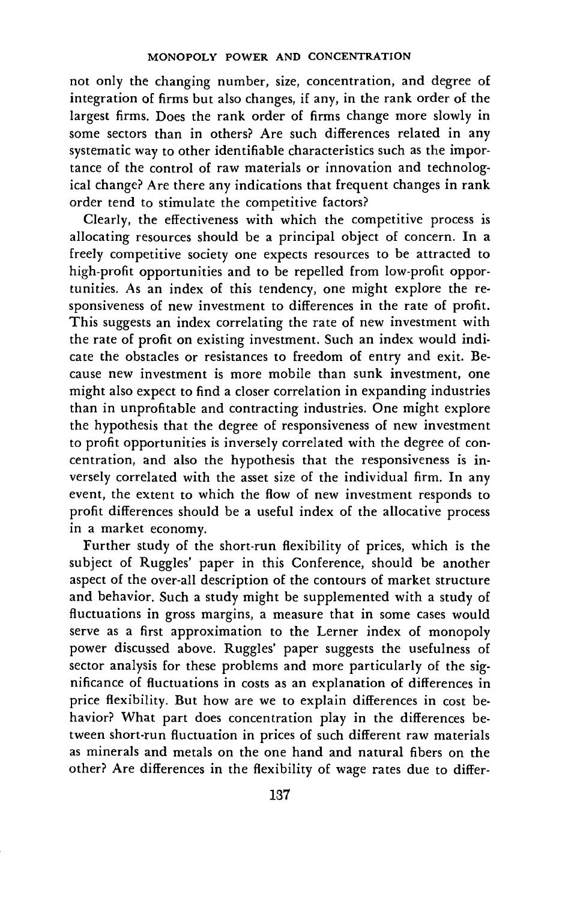not only the changing number, size, concentration, and degree of integration of firms but also changes, if any, in the rank order of the largest firms. Does the rank order of firms change more slowly in some sectors than in others? Are such differences related in any systematic way to other identifiable characteristics such as the importance of the control of raw materials or innovation and technological change? Are there any indications that frequent changes in rank order tend to stimulate the competitive factors?

Clearly, the effectiveness with which the competitive process is allocating resources should be a principal object of concern. In a freely competitive society one expects resources to be attracted to high-profit opportunities and to be repelled from low-profit opportunities. As an index of this tendency, one might explore the responsiveness of new investment to differences in the rate of profit. This suggests an index correlating the rate of new investment with the rate of profit on existing investment. Such an index would indicate the obstacles or resistances to freedom of entry and exit. Because new investment is more mobile than sunk investment, one might also expect to find a closer correlation in expanding industries than in unprofitable and contracting industries. One might explore the hypothesis that the degree of responsiveness of new investment to profit opportunities is inversely correlated with the degree of concentration, and also the hypothesis that the responsiveness is inversely correlated with the asset size of the individual firm. In any event, the extent to which the flow of new investment responds to profit differences should be a useful index of the allocative process in a market economy.

Further study of the short-run flexibility of prices, which is the subject of Ruggles' paper in this Conference, should be another aspect of the over-all description of the contours of market structure and behavior. Such a study might be supplemented with a study of fluctuations in gross margins, a measure that in some cases would serve as a first approximation to the Lerner index of monopoly power discussed above. Ruggles' paper suggests the usefulness of sector analysis for these problems and more particularly of the significance of fluctuations in costs as an explanation of differences in price flexibility. But how are we to explain differences in cost behavior? What part does concentration play in the differences between short-run fluctuation in prices of such different raw materials as minerals and metals on the one hand and natural fibers on the other? Are differences in the flexibility of wage rates due to differ-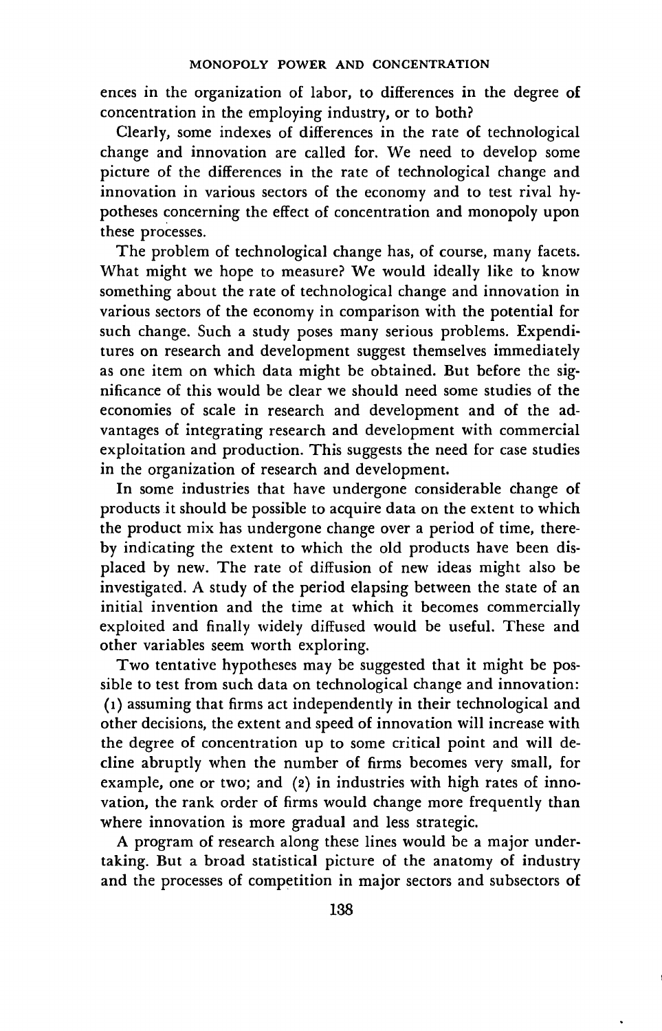ences in the organization of labor, to differences in the degree of concentration in the employing industry, or to both?

Clearly, some indexes of differences in the rate of technological change and innovation are called for. We need to develop some picture of the differences in the rate of technological change and innovation in various sectors of the economy and to test rival hypotheses concerning the effect of concentration and monopoly upon these processes.

The problem of technological change has, of course, many facets. What might we hope to measure? We would ideally like to know something about the rate of technological change and innovation in various sectors of the economy in comparison with the potential for such change. Such a study poses many serious problems. Expenditures on research and development suggest themselves immediately as one item on which data might be obtained. But before the significance of this would be clear we should need some studies of the economies of scale in research and development and of the advantages of integrating research and development with commercial exploitation and production. This suggests the need for case studies in the organization of research and development.

In some industries that have undergone considerable change of products it should be possible to acquire data on the extent to which the product mix has undergone change over a period of time, thereby indicating the extent to which the old products have been displaced by new. The rate of diffusion of new ideas might also be investigated. A study of the period elapsing between the state of an initial invention and the time at which it becomes commercially exploited and finally widely diffused would be useful. These and other variables seem worth exploring.

Two tentative hypotheses may be suggested that it might be possible to test from such data on technological change and innovation: (1) assuming that firms act independently in their technological and other decisions, the extent and speed of innovation will increase with the degree of concentration up to some critical point and will decline abruptly when the number of firms becomes very small, for example, one or two; and (2) in industries with high rates of innovation, the rank order of firms would change more frequently than where innovation is more gradual and less strategic.

A program of research along these lines would be a major undertaking. But a broad statistical picture of the anatomy of industry and the processes of competition in major sectors and subsectors of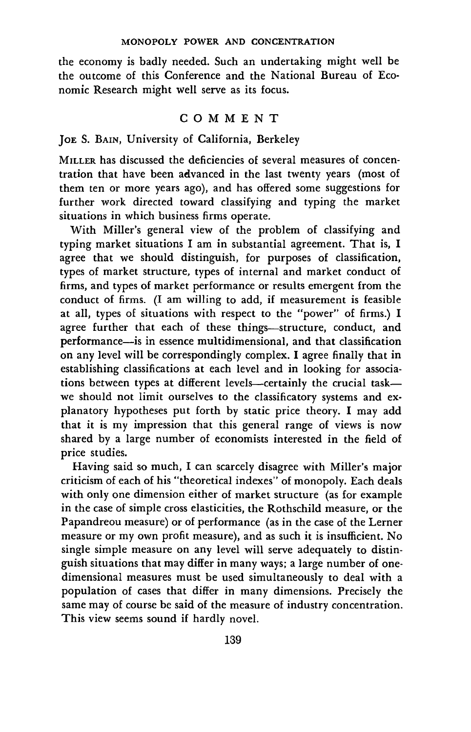the economy is badly needed. Such an undertaking might well be the outcome of this Conference and the National Bureau of Economic Research might well serve as its focus.

## COMMENT

JOE S. BAIN, University of California, Berkeley

MILLER has discussed the deficiencies of several measures of concentration that have been advanced in the last twenty years (most of them ten or more years ago), and has offered some suggestions for further work directed toward classifying and typing the market situations in which business firms operate.

With Miller's general view of the problem of classifying and typing market situations I am in substantial agreement. That is, I agree that we should distinguish, for purposes of classification, types of market structure, types of internal and market conduct of firms, and types of market performance or results emergent from the conduct of firms. (I am willing to add, if measurement is feasible at all, types of situations with respect to the "power" of firms.) I agree further that each of these things—structure, conduct, and performance—is in essence multidimensional, and that classification on any level will be correspondingly complex. I agree finally that in establishing classifications at each level and in looking for associations between types at different levels—certainly the crucial task—we should not limit ourselves to the classificatory systems and explanatory hypotheses put forth by static price theory. I may add that it is my impression that this general range of views is now shared by a large number of economists interested in the field of price studies.

Having said so much, I can scarcely disagree with Miller's major criticism of each of his "theoretical indexes" of monopoly. Each deals with only one dimension either of market structure (as for example in the case of simple cross elasticities, the Rothschild measure, or the Papandreou measure) or of performance (as in the case of the Lerner measure or my own profit measure), and as such it is insufficient. No single simple measure on any level will serve adequately to distinguish situations that may differ in many ways; a large number of one-dimensional measures must be used simultaneously to deal with a population of cases that differ in many dimensions. Precisely the same may of course be said of the measure of industry concentration. This view seems sound if hardly novel.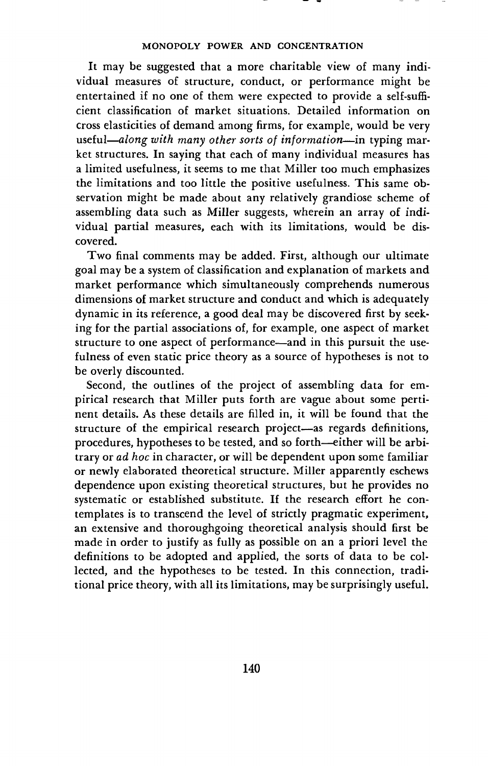It may be suggested that a more charitable view of many individual measures of structure, conduct, or performance might be entertained if no one of them were expected to provide a self-sufficient classification of market situations. Detailed information on cross elasticities of demand among firms, for example, would be very useful—*along with many other sorts of information*—in typing market structures. In saying that each of many individual measures has a limited usefulness, it seems to me that Miller too much emphasizes the limitations and too little the positive usefulness. This same observation might be made about any relatively grandiose scheme of assembling data such as Miller suggests, wherein an array of individual partial measures, each with its limitations, would be discovered.

Two final comments may be added. First, although our ultimate goal may be a system of classification and explanation of markets and market performance which simultaneously comprehends numerous dimensions of market structure and conduct and which is adequately dynamic in its reference, a good deal may be discovered first by seeking for the partial associations of, for example, one aspect of market structure to one aspect of performance—and in this pursuit the usefulness of even static price theory as a source of hypotheses is not to be overly discounted.

Second, the outlines of the project of assembling data for empirical research that Miller puts forth are vague about some pertinent details. As these details are filled in, it will be found that the structure of the empirical research project—as regards definitions, procedures, hypotheses to be tested, and so forth—either will be arbitrary or *ad hoc* in character, or will be dependent upon some familiar or newly elaborated theoretical structure. Miller apparently eschews dependence upon existing theoretical structures, but he provides no systematic or established substitute. If the research effort he contemplates is to transcend the level of strictly pragmatic experiment, an extensive and thoroughgoing theoretical analysis should first be made in order to justify as fully as possible on an a priori level the definitions to be adopted and applied, the sorts of data to be collected, and the hypotheses to be tested. In this connection, traditional price theory, with all its limitations, may be surprisingly useful.